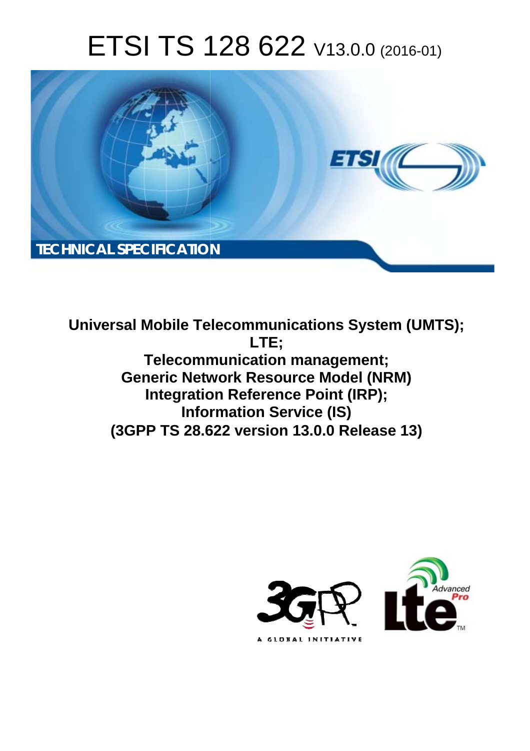# ETSI TS 128 622 V13.0.0 (2016-01)

TECHNICAL SPECIFICATION

**Universal Mobile Telecommunications System (UMTS); LTE; Telecommunication management; Generic Network Resource Model (NRM) Integration Reference Point (IRP); Information Service (IS) (3GPP TS 28.622 version 13.0.0 Release 13)**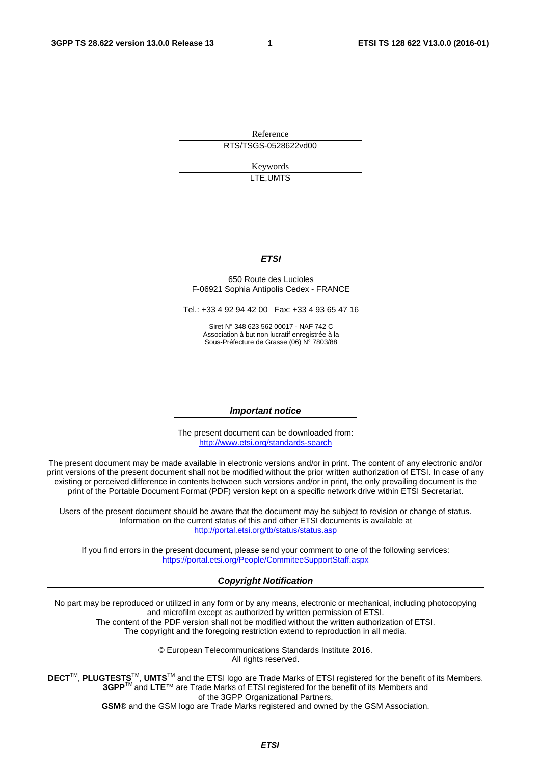Reference

RTS/TSGS-0528622vd00

Keywords

LTE,UMTS

***ETSI***

650 Route des Lucioles
F-06921 Sophia Antipolis Cedex - FRANCE

Tel.: +33 4 92 94 42 00 Fax: +33 4 93 65 47 16

Siret N° 348 623 562 00017 - NAF 742 C
Association à but non lucratif enregistrée à la
Sous-Préfecture de Grasse (06) N° 7803/88

***Important notice***

The present document can be downloaded from:
http://www.etsi.org/standards-search

The present document may be made available in electronic versions and/or in print. The content of any electronic and/or print versions of the present document shall not be modified without the prior written authorization of ETSI. In case of any existing or perceived difference in contents between such versions and/or in print, the only prevailing document is the print of the Portable Document Format (PDF) version kept on a specific network drive within ETSI Secretariat.

Users of the present document should be aware that the document may be subject to revision or change of status. Information on the current status of this and other ETSI documents is available at
http://portal.etsi.org/tb/status/status.asp

If you find errors in the present document, please send your comment to one of the following services:
https://portal.etsi.org/People/CommiteeSupportStaff.aspx

***Copyright Notification***

No part may be reproduced or utilized in any form or by any means, electronic or mechanical, including photocopying and microfilm except as authorized by written permission of ETSI.
The content of the PDF version shall not be modified without the written authorization of ETSI.
The copyright and the foregoing restriction extend to reproduction in all media.

© European Telecommunications Standards Institute 2016.
All rights reserved.

**DECT**™, **PLUGTESTS**™, **UMTS**™ and the ETSI logo are Trade Marks of ETSI registered for the benefit of its Members.
**3GPP**™ and **LTE**™ are Trade Marks of ETSI registered for the benefit of its Members and of the 3GPP Organizational Partners.
**GSM**® and the GSM logo are Trade Marks registered and owned by the GSM Association.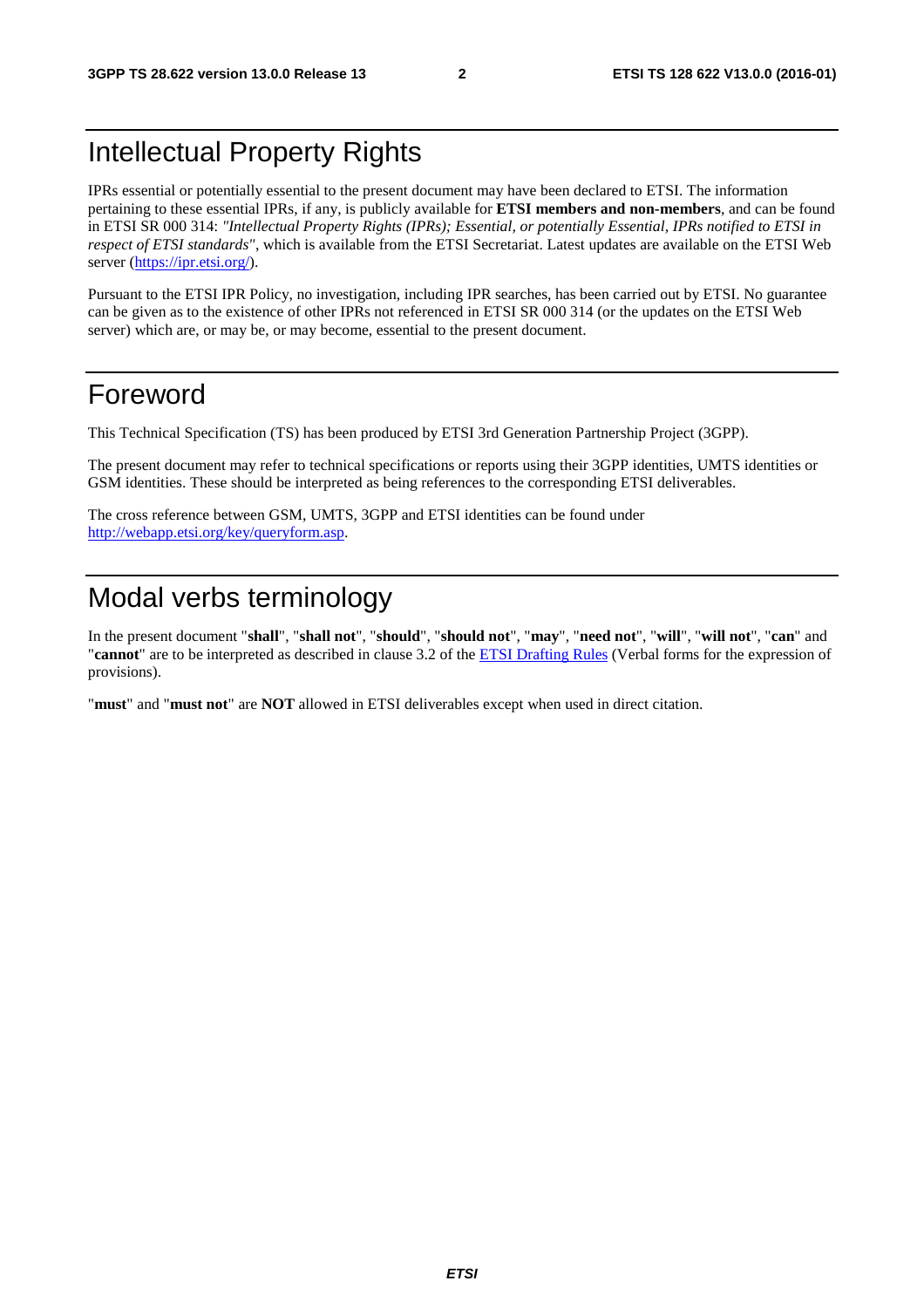# Intellectual Property Rights

IPRs essential or potentially essential to the present document may have been declared to ETSI. The information pertaining to these essential IPRs, if any, is publicly available for **ETSI members and non-members**, and can be found in ETSI SR 000 314: *"Intellectual Property Rights (IPRs); Essential, or potentially Essential, IPRs notified to ETSI in respect of ETSI standards"*, which is available from the ETSI Secretariat. Latest updates are available on the ETSI Web server (https://ipr.etsi.org/).

Pursuant to the ETSI IPR Policy, no investigation, including IPR searches, has been carried out by ETSI. No guarantee can be given as to the existence of other IPRs not referenced in ETSI SR 000 314 (or the updates on the ETSI Web server) which are, or may be, or may become, essential to the present document.

# Foreword

This Technical Specification (TS) has been produced by ETSI 3rd Generation Partnership Project (3GPP).

The present document may refer to technical specifications or reports using their 3GPP identities, UMTS identities or GSM identities. These should be interpreted as being references to the corresponding ETSI deliverables.

The cross reference between GSM, UMTS, 3GPP and ETSI identities can be found under http://webapp.etsi.org/key/queryform.asp.

# Modal verbs terminology

In the present document "**shall**", "**shall not**", "**should**", "**should not**", "**may**", "**need not**", "**will**", "**will not**", "**can**" and "**cannot**" are to be interpreted as described in clause 3.2 of the ETSI Drafting Rules (Verbal forms for the expression of provisions).

"**must**" and "**must not**" are **NOT** allowed in ETSI deliverables except when used in direct citation.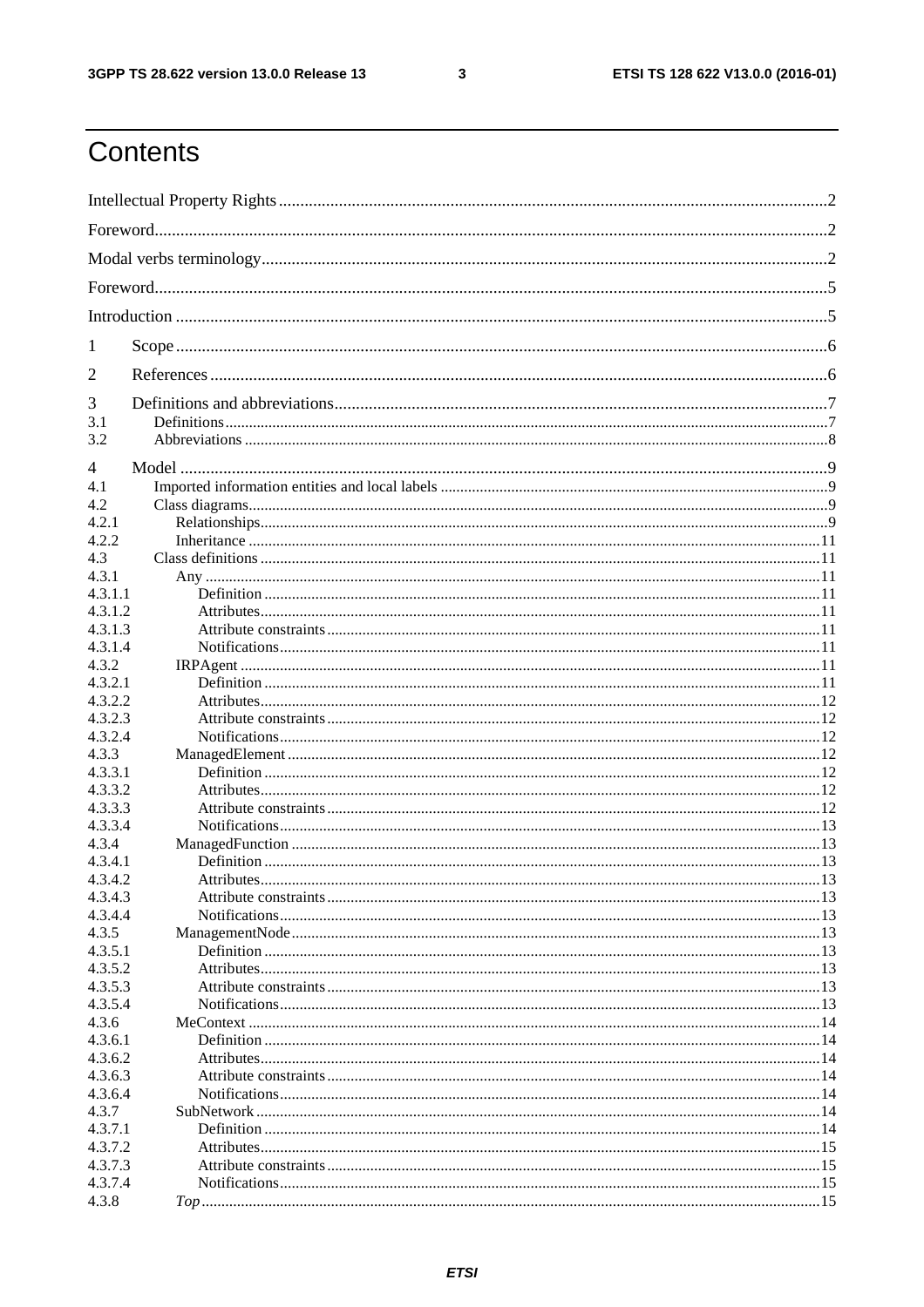# Contents

Intellectual Property Rights ..... 2
Foreword ..... 2
Modal verbs terminology ..... 2
Foreword ..... 5
Introduction ..... 5
1 Scope ..... 6
2 References ..... 6
3 Definitions and abbreviations ..... 7
3.1 Definitions ..... 7
3.2 Abbreviations ..... 8
4 Model ..... 9
4.1 Imported information entities and local labels ..... 9
4.2 Class diagrams ..... 9
4.2.1 Relationships ..... 9
4.2.2 Inheritance ..... 11
4.3 Class definitions ..... 11
4.3.1 Any ..... 11
4.3.1.1 Definition ..... 11
4.3.1.2 Attributes ..... 11
4.3.1.3 Attribute constraints ..... 11
4.3.1.4 Notifications ..... 11
4.3.2 IRPAgent ..... 11
4.3.2.1 Definition ..... 11
4.3.2.2 Attributes ..... 12
4.3.2.3 Attribute constraints ..... 12
4.3.2.4 Notifications ..... 12
4.3.3 ManagedElement ..... 12
4.3.3.1 Definition ..... 12
4.3.3.2 Attributes ..... 12
4.3.3.3 Attribute constraints ..... 12
4.3.3.4 Notifications ..... 13
4.3.4 ManagedFunction ..... 13
4.3.4.1 Definition ..... 13
4.3.4.2 Attributes ..... 13
4.3.4.3 Attribute constraints ..... 13
4.3.4.4 Notifications ..... 13
4.3.5 ManagementNode ..... 13
4.3.5.1 Definition ..... 13
4.3.5.2 Attributes ..... 13
4.3.5.3 Attribute constraints ..... 13
4.3.5.4 Notifications ..... 13
4.3.6 MeContext ..... 14
4.3.6.1 Definition ..... 14
4.3.6.2 Attributes ..... 14
4.3.6.3 Attribute constraints ..... 14
4.3.6.4 Notifications ..... 14
4.3.7 SubNetwork ..... 14
4.3.7.1 Definition ..... 14
4.3.7.2 Attributes ..... 15
4.3.7.3 Attribute constraints ..... 15
4.3.7.4 Notifications ..... 15
4.3.8 *Top* ..... 15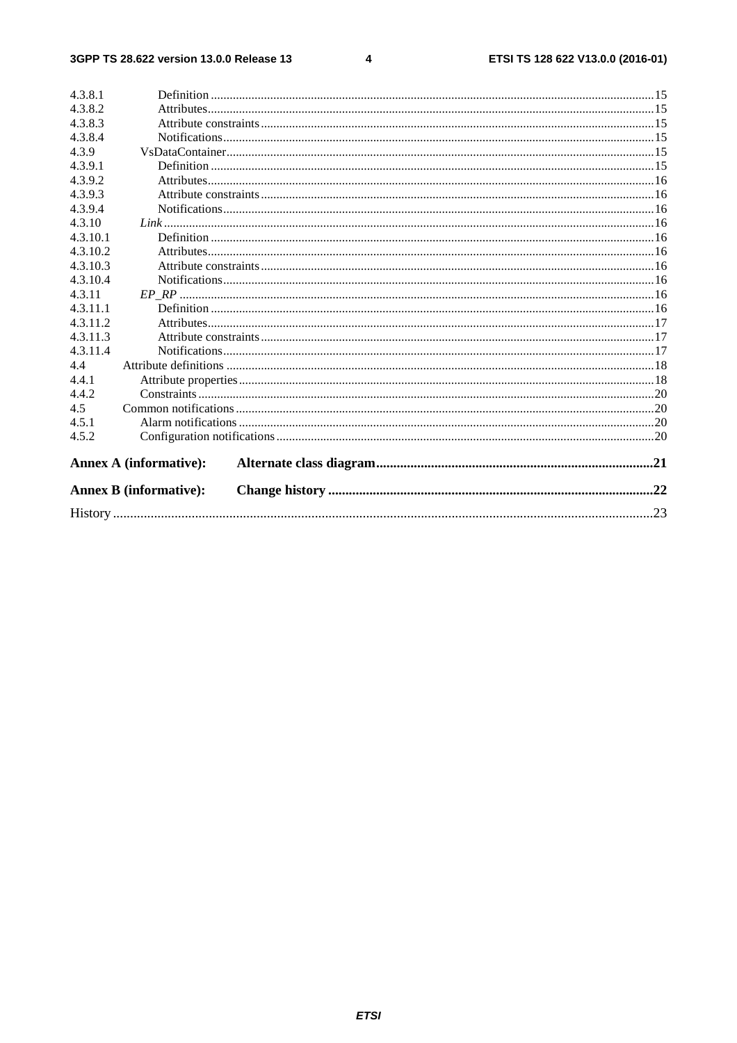4.3.8.1 Definition ............................................................................................................................................15
4.3.8.2 Attributes.............................................................................................................................................15
4.3.8.3 Attribute constraints ............................................................................................................................15
4.3.8.4 Notifications........................................................................................................................................15
4.3.9 VsDataContainer........................................................................................................................................15
4.3.9.1 Definition ............................................................................................................................................15
4.3.9.2 Attributes.............................................................................................................................................16
4.3.9.3 Attribute constraints ............................................................................................................................16
4.3.9.4 Notifications........................................................................................................................................16
4.3.10 *Link* ...........................................................................................................................................................16
4.3.10.1 Definition ............................................................................................................................................16
4.3.10.2 Attributes.............................................................................................................................................16
4.3.10.3 Attribute constraints ............................................................................................................................16
4.3.10.4 Notifications........................................................................................................................................16
4.3.11 *EP_RP* .......................................................................................................................................................16
4.3.11.1 Definition ............................................................................................................................................16
4.3.11.2 Attributes.............................................................................................................................................17
4.3.11.3 Attribute constraints ............................................................................................................................17
4.3.11.4 Notifications........................................................................................................................................17
4.4 Attribute definitions .......................................................................................................................................18
4.4.1 Attribute properties....................................................................................................................................18
4.4.2 Constraints .................................................................................................................................................20
4.5 Common notifications ....................................................................................................................................20
4.5.1 Alarm notifications ....................................................................................................................................20
4.5.2 Configuration notifications .......................................................................................................................20

**Annex A (informative): Alternate class diagram.................................................................................21**

**Annex B (informative): Change history ..............................................................................................22**

History .............................................................................................................................................................23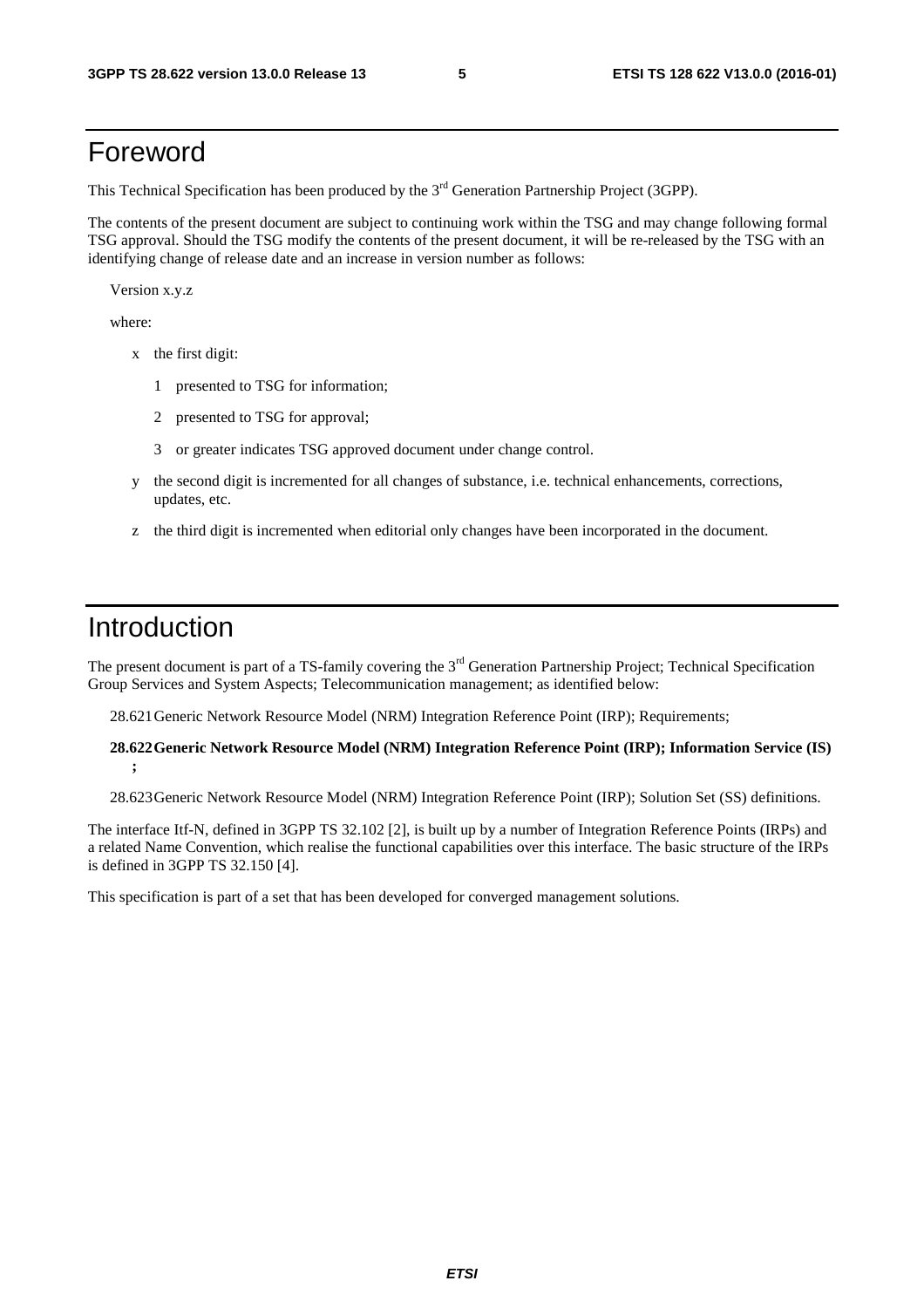# Foreword

This Technical Specification has been produced by the 3rd Generation Partnership Project (3GPP).

The contents of the present document are subject to continuing work within the TSG and may change following formal TSG approval. Should the TSG modify the contents of the present document, it will be re-released by the TSG with an identifying change of release date and an increase in version number as follows:

Version x.y.z

where:

- x the first digit:
  - 1 presented to TSG for information;
  - 2 presented to TSG for approval;
  - 3 or greater indicates TSG approved document under change control.
- y the second digit is incremented for all changes of substance, i.e. technical enhancements, corrections, updates, etc.
- z the third digit is incremented when editorial only changes have been incorporated in the document.

# Introduction

The present document is part of a TS-family covering the 3rd Generation Partnership Project; Technical Specification Group Services and System Aspects; Telecommunication management; as identified below:

28.621 Generic Network Resource Model (NRM) Integration Reference Point (IRP); Requirements;

**28.622 Generic Network Resource Model (NRM) Integration Reference Point (IRP); Information Service (IS);**

28.623 Generic Network Resource Model (NRM) Integration Reference Point (IRP); Solution Set (SS) definitions.

The interface Itf-N, defined in 3GPP TS 32.102 [2], is built up by a number of Integration Reference Points (IRPs) and a related Name Convention, which realise the functional capabilities over this interface. The basic structure of the IRPs is defined in 3GPP TS 32.150 [4].

This specification is part of a set that has been developed for converged management solutions.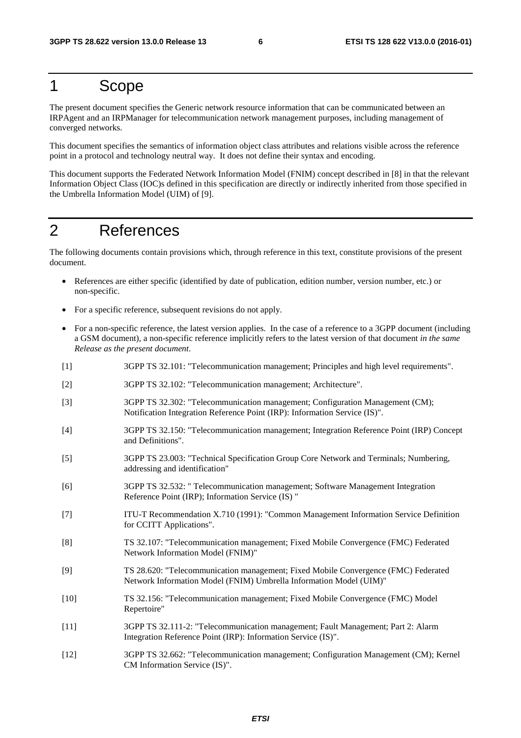# 1 Scope

The present document specifies the Generic network resource information that can be communicated between an IRPAgent and an IRPManager for telecommunication network management purposes, including management of converged networks.

This document specifies the semantics of information object class attributes and relations visible across the reference point in a protocol and technology neutral way. It does not define their syntax and encoding.

This document supports the Federated Network Information Model (FNIM) concept described in [8] in that the relevant Information Object Class (IOC)s defined in this specification are directly or indirectly inherited from those specified in the Umbrella Information Model (UIM) of [9].

# 2 References

The following documents contain provisions which, through reference in this text, constitute provisions of the present document.

- References are either specific (identified by date of publication, edition number, version number, etc.) or non-specific.
- For a specific reference, subsequent revisions do not apply.
- For a non-specific reference, the latest version applies. In the case of a reference to a 3GPP document (including a GSM document), a non-specific reference implicitly refers to the latest version of that document *in the same Release as the present document*.

[1] 3GPP TS 32.101: "Telecommunication management; Principles and high level requirements".

[2] 3GPP TS 32.102: "Telecommunication management; Architecture".

[3] 3GPP TS 32.302: "Telecommunication management; Configuration Management (CM); Notification Integration Reference Point (IRP): Information Service (IS)".

[4] 3GPP TS 32.150: "Telecommunication management; Integration Reference Point (IRP) Concept and Definitions".

[5] 3GPP TS 23.003: "Technical Specification Group Core Network and Terminals; Numbering, addressing and identification"

[6] 3GPP TS 32.532: " Telecommunication management; Software Management Integration Reference Point (IRP); Information Service (IS) "

[7] ITU-T Recommendation X.710 (1991): "Common Management Information Service Definition for CCITT Applications".

[8] TS 32.107: "Telecommunication management; Fixed Mobile Convergence (FMC) Federated Network Information Model (FNIM)"

[9] TS 28.620: "Telecommunication management; Fixed Mobile Convergence (FMC) Federated Network Information Model (FNIM) Umbrella Information Model (UIM)"

[10] TS 32.156: "Telecommunication management; Fixed Mobile Convergence (FMC) Model Repertoire"

[11] 3GPP TS 32.111-2: "Telecommunication management; Fault Management; Part 2: Alarm Integration Reference Point (IRP): Information Service (IS)".

[12] 3GPP TS 32.662: "Telecommunication management; Configuration Management (CM); Kernel CM Information Service (IS)".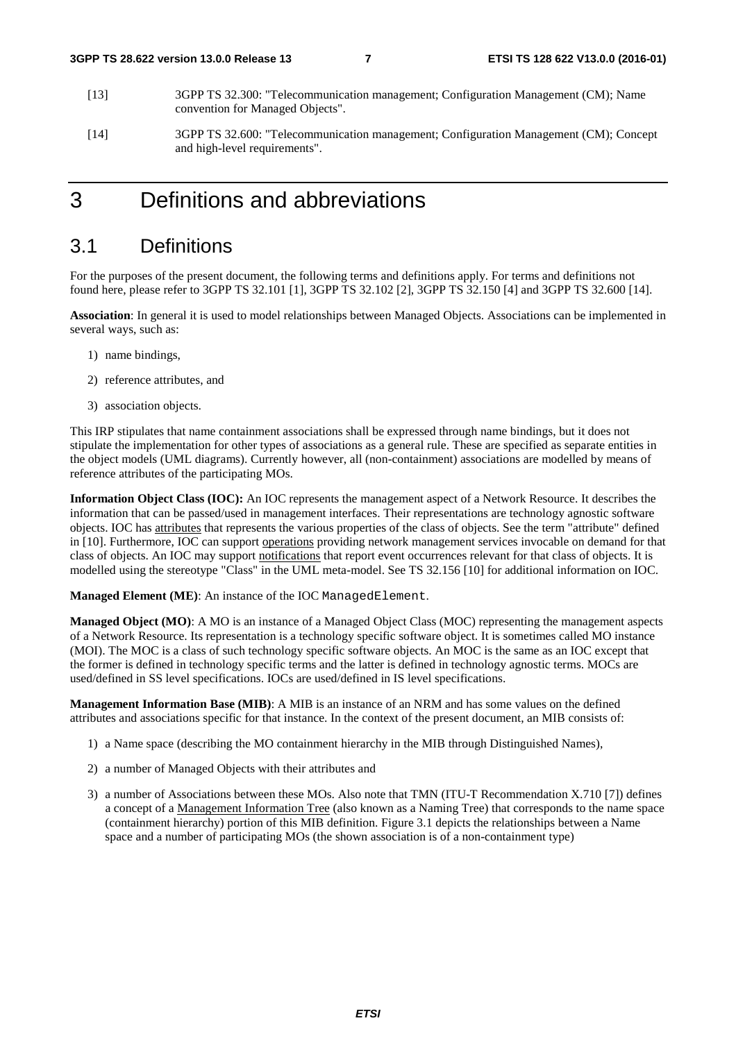[13] 3GPP TS 32.300: "Telecommunication management; Configuration Management (CM); Name convention for Managed Objects".

[14] 3GPP TS 32.600: "Telecommunication management; Configuration Management (CM); Concept and high-level requirements".

# 3 Definitions and abbreviations

## 3.1 Definitions

For the purposes of the present document, the following terms and definitions apply. For terms and definitions not found here, please refer to 3GPP TS 32.101 [1], 3GPP TS 32.102 [2], 3GPP TS 32.150 [4] and 3GPP TS 32.600 [14].

**Association**: In general it is used to model relationships between Managed Objects. Associations can be implemented in several ways, such as:

1) name bindings,
2) reference attributes, and
3) association objects.

This IRP stipulates that name containment associations shall be expressed through name bindings, but it does not stipulate the implementation for other types of associations as a general rule. These are specified as separate entities in the object models (UML diagrams). Currently however, all (non-containment) associations are modelled by means of reference attributes of the participating MOs.

**Information Object Class (IOC):** An IOC represents the management aspect of a Network Resource. It describes the information that can be passed/used in management interfaces. Their representations are technology agnostic software objects. IOC has attributes that represents the various properties of the class of objects. See the term "attribute" defined in [10]. Furthermore, IOC can support operations providing network management services invocable on demand for that class of objects. An IOC may support notifications that report event occurrences relevant for that class of objects. It is modelled using the stereotype "Class" in the UML meta-model. See TS 32.156 [10] for additional information on IOC.

**Managed Element (ME)**: An instance of the IOC `ManagedElement`.

**Managed Object (MO)**: A MO is an instance of a Managed Object Class (MOC) representing the management aspects of a Network Resource. Its representation is a technology specific software object. It is sometimes called MO instance (MOI). The MOC is a class of such technology specific software objects. An MOC is the same as an IOC except that the former is defined in technology specific terms and the latter is defined in technology agnostic terms. MOCs are used/defined in SS level specifications. IOCs are used/defined in IS level specifications.

**Management Information Base (MIB)**: A MIB is an instance of an NRM and has some values on the defined attributes and associations specific for that instance. In the context of the present document, an MIB consists of:

1) a Name space (describing the MO containment hierarchy in the MIB through Distinguished Names),
2) a number of Managed Objects with their attributes and
3) a number of Associations between these MOs. Also note that TMN (ITU-T Recommendation X.710 [7]) defines a concept of a Management Information Tree (also known as a Naming Tree) that corresponds to the name space (containment hierarchy) portion of this MIB definition. Figure 3.1 depicts the relationships between a Name space and a number of participating MOs (the shown association is of a non-containment type)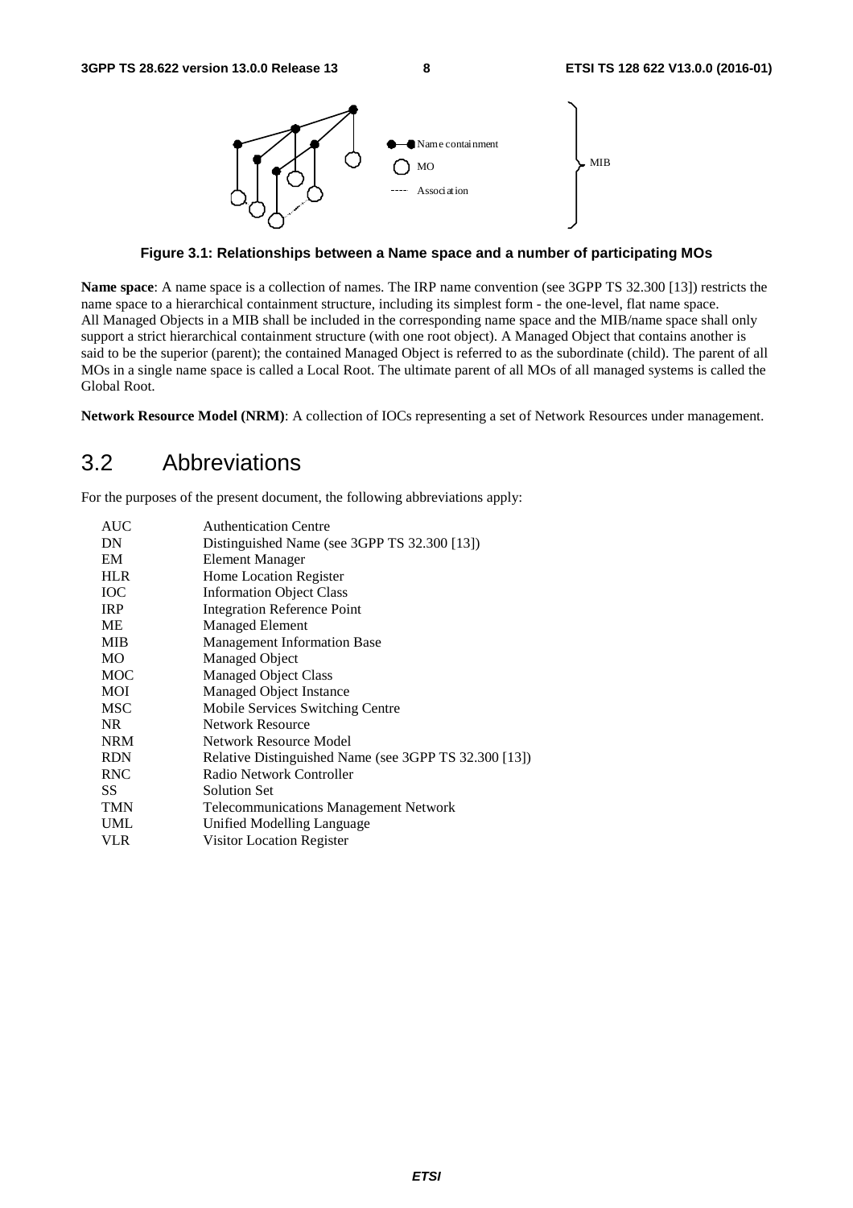**Figure 3.1: Relationships between a Name space and a number of participating MOs**

**Name space**: A name space is a collection of names. The IRP name convention (see 3GPP TS 32.300 [13]) restricts the name space to a hierarchical containment structure, including its simplest form - the one-level, flat name space. All Managed Objects in a MIB shall be included in the corresponding name space and the MIB/name space shall only support a strict hierarchical containment structure (with one root object). A Managed Object that contains another is said to be the superior (parent); the contained Managed Object is referred to as the subordinate (child). The parent of all MOs in a single name space is called a Local Root. The ultimate parent of all MOs of all managed systems is called the Global Root.

**Network Resource Model (NRM)**: A collection of IOCs representing a set of Network Resources under management.

## 3.2 Abbreviations

For the purposes of the present document, the following abbreviations apply:

| | |
|---|---|
| AUC | Authentication Centre |
| DN | Distinguished Name (see 3GPP TS 32.300 [13]) |
| EM | Element Manager |
| HLR | Home Location Register |
| IOC | Information Object Class |
| IRP | Integration Reference Point |
| ME | Managed Element |
| MIB | Management Information Base |
| MO | Managed Object |
| MOC | Managed Object Class |
| MOI | Managed Object Instance |
| MSC | Mobile Services Switching Centre |
| NR | Network Resource |
| NRM | Network Resource Model |
| RDN | Relative Distinguished Name (see 3GPP TS 32.300 [13]) |
| RNC | Radio Network Controller |
| SS | Solution Set |
| TMN | Telecommunications Management Network |
| UML | Unified Modelling Language |
| VLR | Visitor Location Register |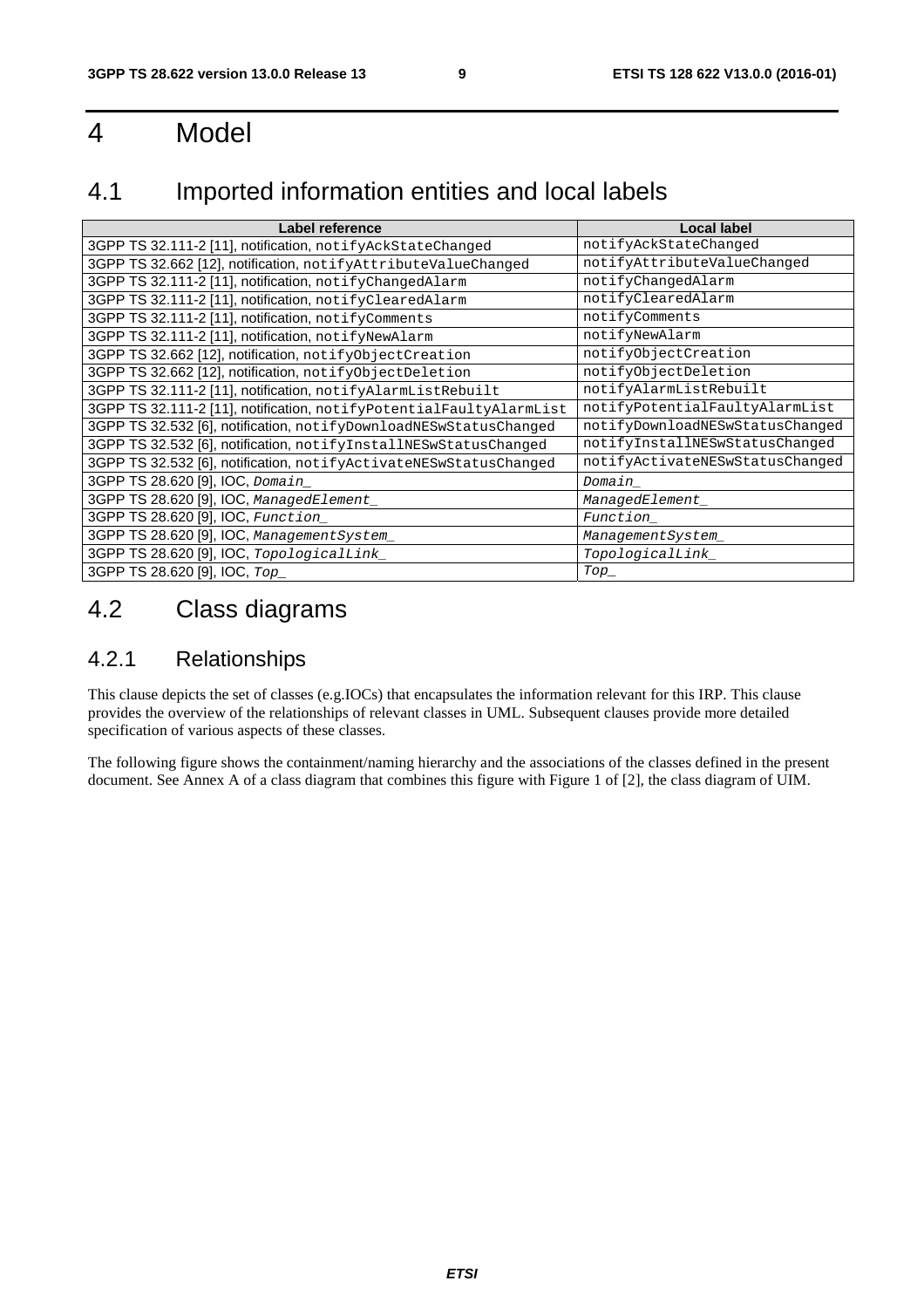# 4 Model

## 4.1 Imported information entities and local labels

| Label reference | Local label |
|---|---|
| 3GPP TS 32.111-2 [11], notification, `notifyAckStateChanged` | `notifyAckStateChanged` |
| 3GPP TS 32.662 [12], notification, `notifyAttributeValueChanged` | `notifyAttributeValueChanged` |
| 3GPP TS 32.111-2 [11], notification, `notifyChangedAlarm` | `notifyChangedAlarm` |
| 3GPP TS 32.111-2 [11], notification, `notifyClearedAlarm` | `notifyClearedAlarm` |
| 3GPP TS 32.111-2 [11], notification, `notifyComments` | `notifyComments` |
| 3GPP TS 32.111-2 [11], notification, `notifyNewAlarm` | `notifyNewAlarm` |
| 3GPP TS 32.662 [12], notification, `notifyObjectCreation` | `notifyObjectCreation` |
| 3GPP TS 32.662 [12], notification, `notifyObjectDeletion` | `notifyObjectDeletion` |
| 3GPP TS 32.111-2 [11], notification, `notifyAlarmListRebuilt` | `notifyAlarmListRebuilt` |
| 3GPP TS 32.111-2 [11], notification, `notifyPotentialFaultyAlarmList` | `notifyPotentialFaultyAlarmList` |
| 3GPP TS 32.532 [6], notification, `notifyDownloadNESwStatusChanged` | `notifyDownloadNESwStatusChanged` |
| 3GPP TS 32.532 [6], notification, `notifyInstallNESwStatusChanged` | `notifyInstallNESwStatusChanged` |
| 3GPP TS 32.532 [6], notification, `notifyActivateNESwStatusChanged` | `notifyActivateNESwStatusChanged` |
| 3GPP TS 28.620 [9], IOC, *`Domain_`* | *`Domain_`* |
| 3GPP TS 28.620 [9], IOC, *`ManagedElement_`* | *`ManagedElement_`* |
| 3GPP TS 28.620 [9], IOC, *`Function_`* | *`Function_`* |
| 3GPP TS 28.620 [9], IOC, *`ManagementSystem_`* | *`ManagementSystem_`* |
| 3GPP TS 28.620 [9], IOC, *`TopologicalLink_`* | *`TopologicalLink_`* |
| 3GPP TS 28.620 [9], IOC, *`Top_`* | *`Top_`* |

## 4.2 Class diagrams

### 4.2.1 Relationships

This clause depicts the set of classes (e.g.IOCs) that encapsulates the information relevant for this IRP. This clause provides the overview of the relationships of relevant classes in UML. Subsequent clauses provide more detailed specification of various aspects of these classes.

The following figure shows the containment/naming hierarchy and the associations of the classes defined in the present document. See Annex A of a class diagram that combines this figure with Figure 1 of [2], the class diagram of UIM.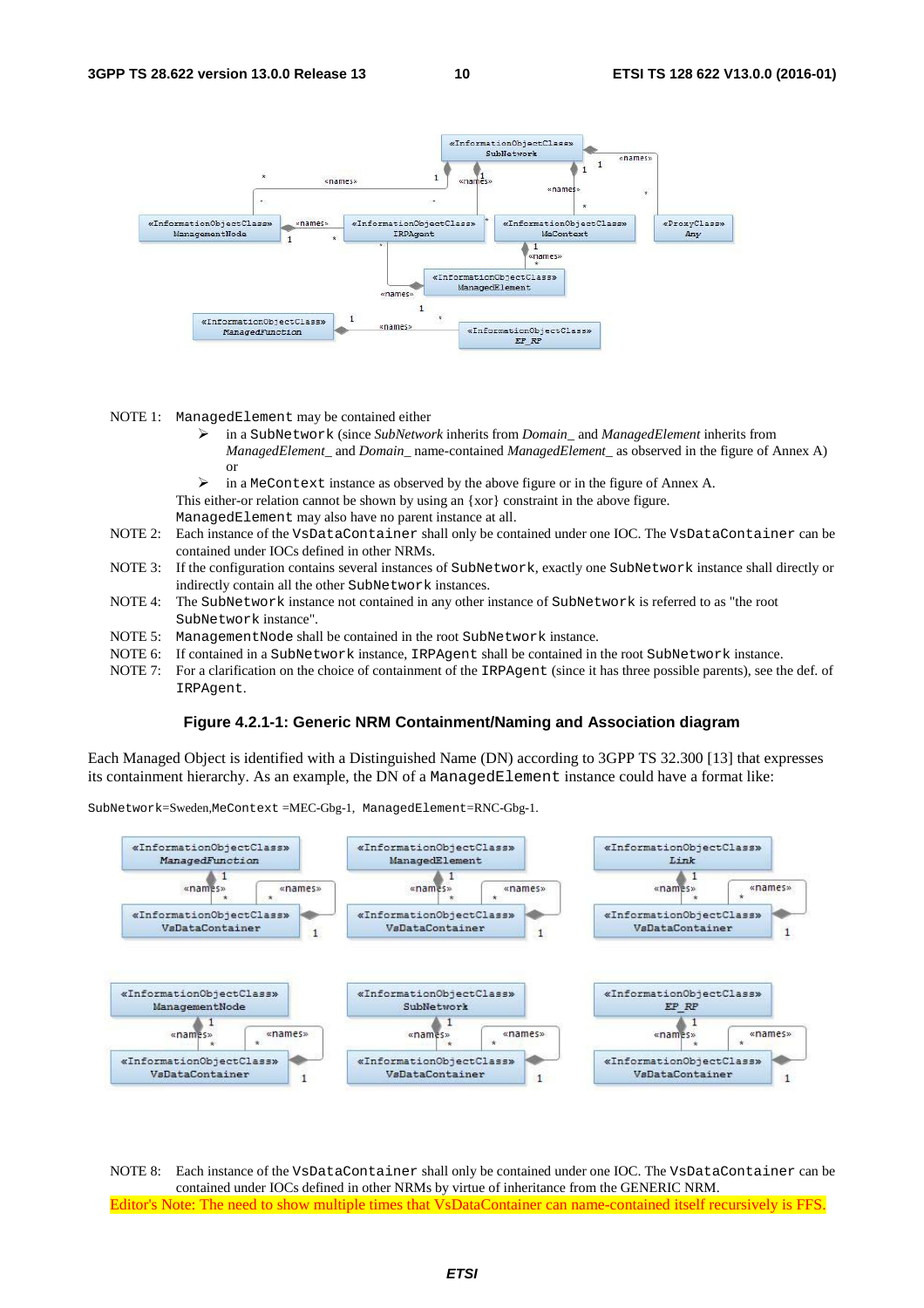NOTE 1: ManagedElement may be contained either

- in a SubNetwork (since *SubNetwork* inherits from *Domain_* and *ManagedElement* inherits from *ManagedElement_* and *Domain_* name-contained *ManagedElement_* as observed in the figure of Annex A) or
- in a MeContext instance as observed by the above figure or in the figure of Annex A.

This either-or relation cannot be shown by using an {xor} constraint in the above figure.
ManagedElement may also have no parent instance at all.

NOTE 2: Each instance of the VsDataContainer shall only be contained under one IOC. The VsDataContainer can be contained under IOCs defined in other NRMs.

NOTE 3: If the configuration contains several instances of SubNetwork, exactly one SubNetwork instance shall directly or indirectly contain all the other SubNetwork instances.

NOTE 4: The SubNetwork instance not contained in any other instance of SubNetwork is referred to as "the root SubNetwork instance".

NOTE 5: ManagementNode shall be contained in the root SubNetwork instance.

NOTE 6: If contained in a SubNetwork instance, IRPAgent shall be contained in the root SubNetwork instance.

NOTE 7: For a clarification on the choice of containment of the IRPAgent (since it has three possible parents), see the def. of IRPAgent.

**Figure 4.2.1-1: Generic NRM Containment/Naming and Association diagram**

Each Managed Object is identified with a Distinguished Name (DN) according to 3GPP TS 32.300 [13] that expresses its containment hierarchy. As an example, the DN of a ManagedElement instance could have a format like:

SubNetwork=Sweden,MeContext =MEC-Gbg-1, ManagedElement=RNC-Gbg-1.

NOTE 8: Each instance of the VsDataContainer shall only be contained under one IOC. The VsDataContainer can be contained under IOCs defined in other NRMs by virtue of inheritance from the GENERIC NRM.

Editor's Note: The need to show multiple times that VsDataContainer can name-contained itself recursively is FFS.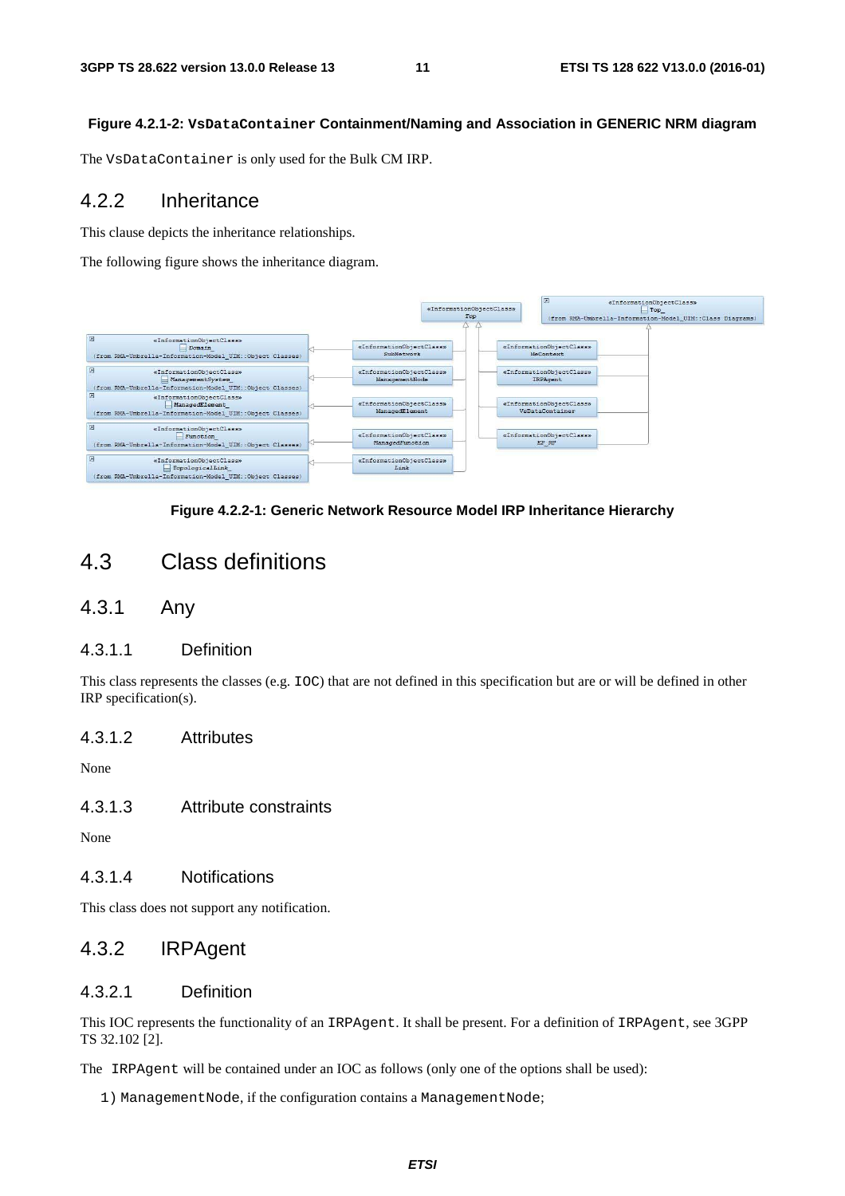**Figure 4.2.1-2: `VsDataContainer` Containment/Naming and Association in GENERIC NRM diagram**

The `VsDataContainer` is only used for the Bulk CM IRP.

## 4.2.2 Inheritance

This clause depicts the inheritance relationships.

The following figure shows the inheritance diagram.

**Figure 4.2.2-1: Generic Network Resource Model IRP Inheritance Hierarchy**

# 4.3 Class definitions

## 4.3.1 Any

### 4.3.1.1 Definition

This class represents the classes (e.g. `IOC`) that are not defined in this specification but are or will be defined in other IRP specification(s).

### 4.3.1.2 Attributes

None

### 4.3.1.3 Attribute constraints

None

### 4.3.1.4 Notifications

This class does not support any notification.

## 4.3.2 IRPAgent

### 4.3.2.1 Definition

This IOC represents the functionality of an `IRPAgent`. It shall be present. For a definition of `IRPAgent`, see 3GPP TS 32.102 [2].

The `IRPAgent` will be contained under an IOC as follows (only one of the options shall be used):

1) `ManagementNode`, if the configuration contains a `ManagementNode`;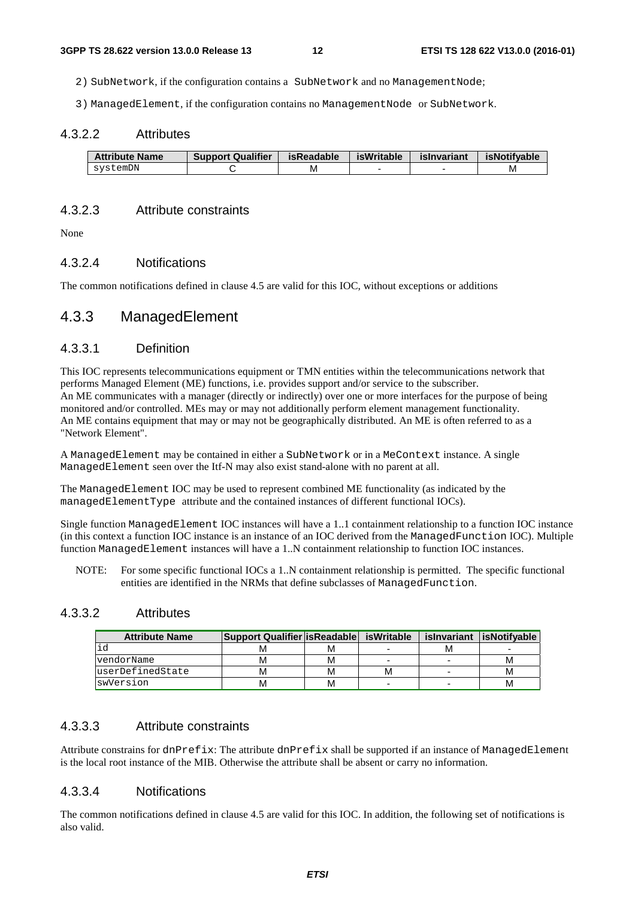2) SubNetwork, if the configuration contains a SubNetwork and no ManagementNode;

3) ManagedElement, if the configuration contains no ManagementNode or SubNetwork.

#### 4.3.2.2 Attributes

| Attribute Name | Support Qualifier | isReadable | isWritable | isInvariant | isNotifyable |
|---|---|---|---|---|---|
| systemDN | C | M | - | - | M |

#### 4.3.2.3 Attribute constraints

None

#### 4.3.2.4 Notifications

The common notifications defined in clause 4.5 are valid for this IOC, without exceptions or additions

### 4.3.3 ManagedElement

#### 4.3.3.1 Definition

This IOC represents telecommunications equipment or TMN entities within the telecommunications network that performs Managed Element (ME) functions, i.e. provides support and/or service to the subscriber.
An ME communicates with a manager (directly or indirectly) over one or more interfaces for the purpose of being monitored and/or controlled. MEs may or may not additionally perform element management functionality.
An ME contains equipment that may or may not be geographically distributed. An ME is often referred to as a "Network Element".

A ManagedElement may be contained in either a SubNetwork or in a MeContext instance. A single ManagedElement seen over the Itf-N may also exist stand-alone with no parent at all.

The ManagedElement IOC may be used to represent combined ME functionality (as indicated by the managedElementType attribute and the contained instances of different functional IOCs).

Single function ManagedElement IOC instances will have a 1..1 containment relationship to a function IOC instance (in this context a function IOC instance is an instance of an IOC derived from the ManagedFunction IOC). Multiple function ManagedElement instances will have a 1..N containment relationship to function IOC instances.

NOTE: For some specific functional IOCs a 1..N containment relationship is permitted. The specific functional entities are identified in the NRMs that define subclasses of ManagedFunction.

#### 4.3.3.2 Attributes

| Attribute Name | Support Qualifier | isReadable | isWritable | isInvariant | isNotifyable |
|---|---|---|---|---|---|
| id | M | M | - | M | - |
| vendorName | M | M | - | - | M |
| userDefinedState | M | M | M | - | M |
| swVersion | M | M | - | - | M |

#### 4.3.3.3 Attribute constraints

Attribute constrains for dnPrefix: The attribute dnPrefix shall be supported if an instance of ManagedElement is the local root instance of the MIB. Otherwise the attribute shall be absent or carry no information.

#### 4.3.3.4 Notifications

The common notifications defined in clause 4.5 are valid for this IOC. In addition, the following set of notifications is also valid.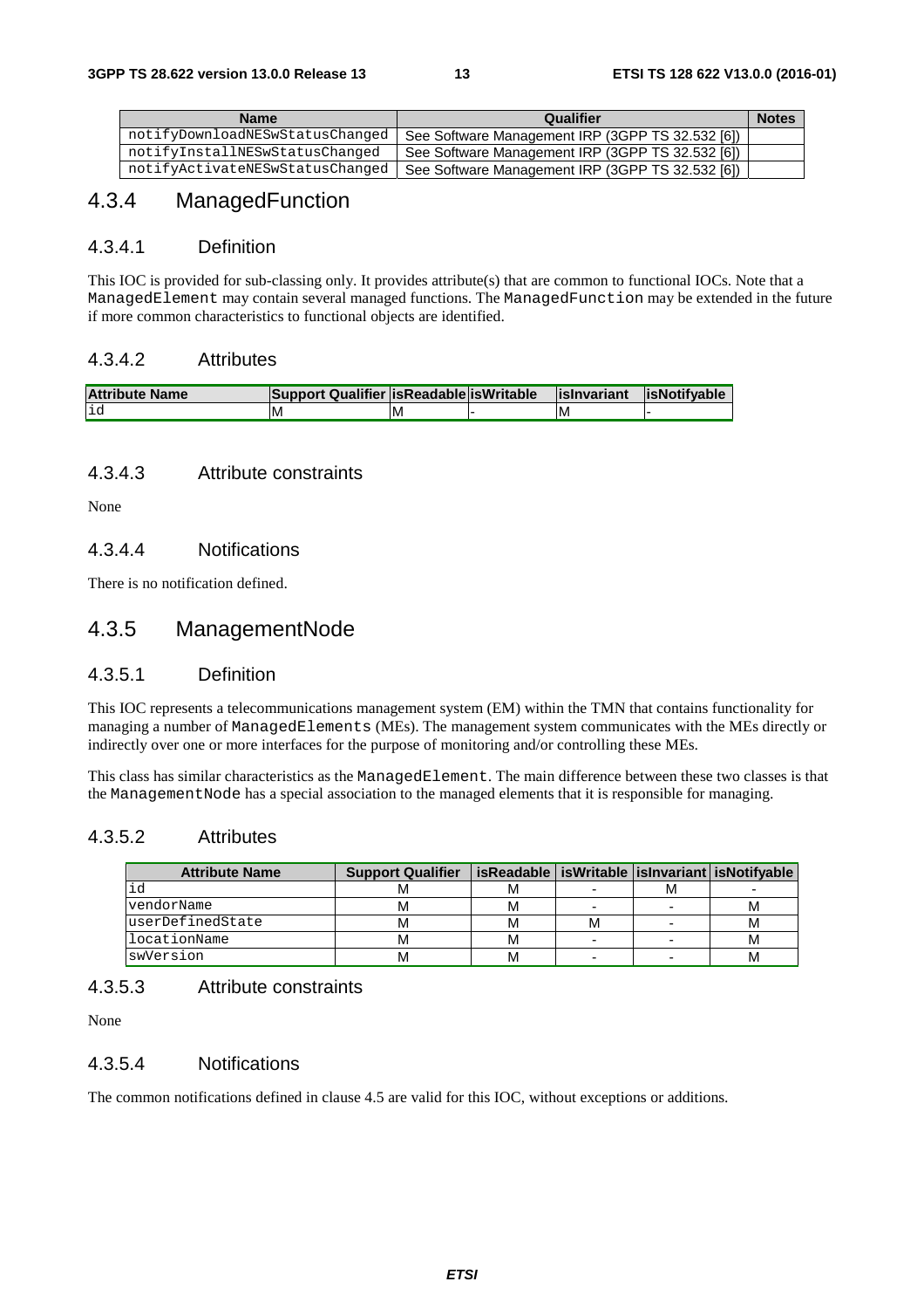| Name | Qualifier | Notes |
|---|---|---|
| notifyDownloadNESwStatusChanged | See Software Management IRP (3GPP TS 32.532 [6]) | |
| notifyInstallNESwStatusChanged | See Software Management IRP (3GPP TS 32.532 [6]) | |
| notifyActivateNESwStatusChanged | See Software Management IRP (3GPP TS 32.532 [6]) | |

## 4.3.4 ManagedFunction

### 4.3.4.1 Definition

This IOC is provided for sub-classing only. It provides attribute(s) that are common to functional IOCs. Note that a ManagedElement may contain several managed functions. The ManagedFunction may be extended in the future if more common characteristics to functional objects are identified.

### 4.3.4.2 Attributes

| Attribute Name | Support Qualifier | isReadable | isWritable | isInvariant | isNotifyable |
|---|---|---|---|---|---|
| id | M | M | - | M | - |

### 4.3.4.3 Attribute constraints

None

### 4.3.4.4 Notifications

There is no notification defined.

## 4.3.5 ManagementNode

### 4.3.5.1 Definition

This IOC represents a telecommunications management system (EM) within the TMN that contains functionality for managing a number of ManagedElements (MEs). The management system communicates with the MEs directly or indirectly over one or more interfaces for the purpose of monitoring and/or controlling these MEs.

This class has similar characteristics as the ManagedElement. The main difference between these two classes is that the ManagementNode has a special association to the managed elements that it is responsible for managing.

### 4.3.5.2 Attributes

| Attribute Name | Support Qualifier | isReadable | isWritable | isInvariant | isNotifyable |
|---|---|---|---|---|---|
| id | M | M | - | M | - |
| vendorName | M | M | - | - | M |
| userDefinedState | M | M | M | - | M |
| locationName | M | M | - | - | M |
| swVersion | M | M | - | - | M |

### 4.3.5.3 Attribute constraints

None

### 4.3.5.4 Notifications

The common notifications defined in clause 4.5 are valid for this IOC, without exceptions or additions.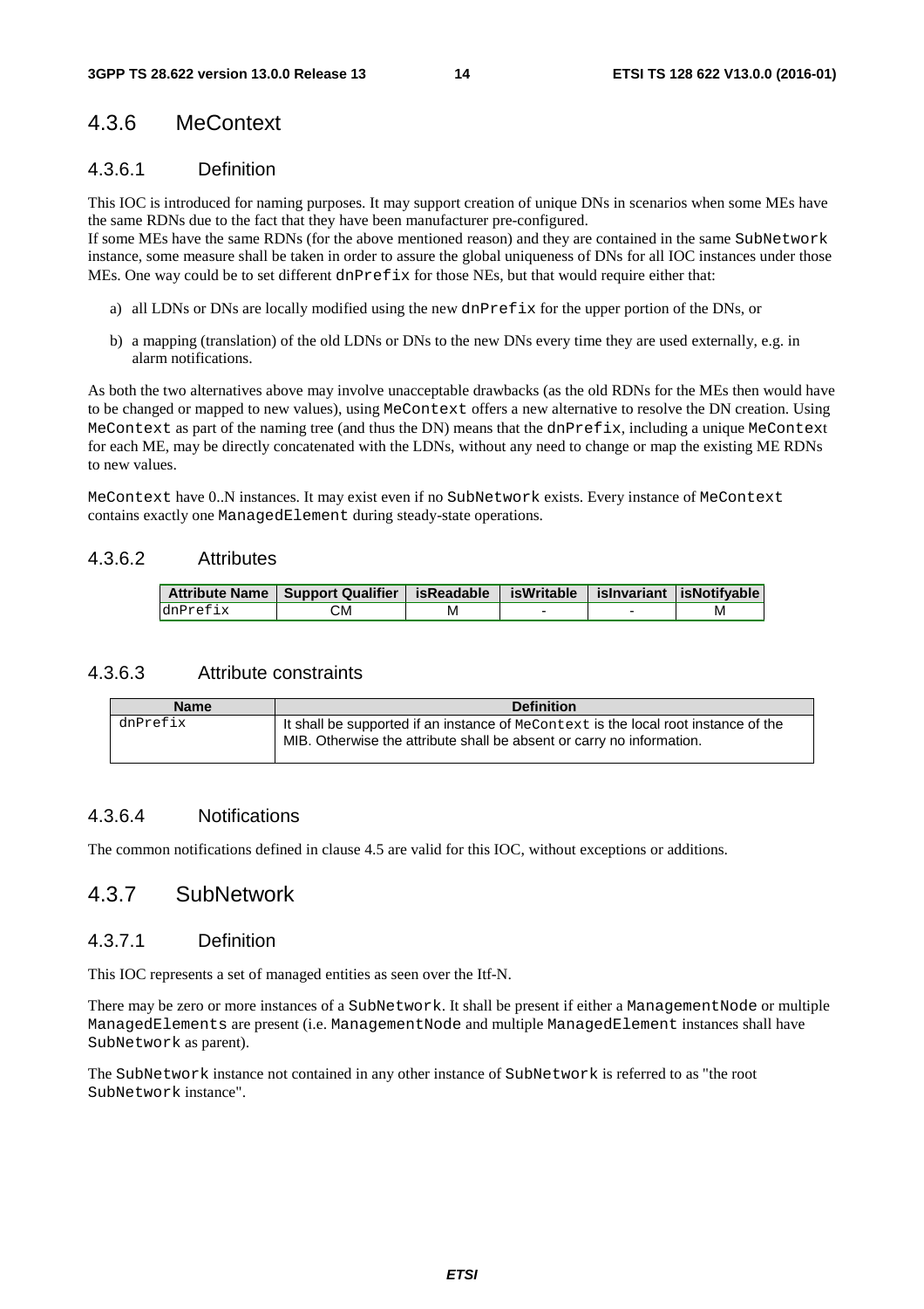## 4.3.6 MeContext

### 4.3.6.1 Definition

This IOC is introduced for naming purposes. It may support creation of unique DNs in scenarios when some MEs have the same RDNs due to the fact that they have been manufacturer pre-configured.
If some MEs have the same RDNs (for the above mentioned reason) and they are contained in the same SubNetwork instance, some measure shall be taken in order to assure the global uniqueness of DNs for all IOC instances under those MEs. One way could be to set different dnPrefix for those NEs, but that would require either that:

a) all LDNs or DNs are locally modified using the new dnPrefix for the upper portion of the DNs, or

b) a mapping (translation) of the old LDNs or DNs to the new DNs every time they are used externally, e.g. in alarm notifications.

As both the two alternatives above may involve unacceptable drawbacks (as the old RDNs for the MEs then would have to be changed or mapped to new values), using MeContext offers a new alternative to resolve the DN creation. Using MeContext as part of the naming tree (and thus the DN) means that the dnPrefix, including a unique MeContext for each ME, may be directly concatenated with the LDNs, without any need to change or map the existing ME RDNs to new values.

MeContext have 0..N instances. It may exist even if no SubNetwork exists. Every instance of MeContext contains exactly one ManagedElement during steady-state operations.

### 4.3.6.2 Attributes

| Attribute Name | Support Qualifier | isReadable | isWritable | isInvariant | isNotifyable |
|---|---|---|---|---|---|
| dnPrefix | CM | M | - | - | M |

### 4.3.6.3 Attribute constraints

| Name | Definition |
|---|---|
| dnPrefix | It shall be supported if an instance of MeContext is the local root instance of the MIB. Otherwise the attribute shall be absent or carry no information. |

### 4.3.6.4 Notifications

The common notifications defined in clause 4.5 are valid for this IOC, without exceptions or additions.

## 4.3.7 SubNetwork

### 4.3.7.1 Definition

This IOC represents a set of managed entities as seen over the Itf-N.

There may be zero or more instances of a SubNetwork. It shall be present if either a ManagementNode or multiple ManagedElements are present (i.e. ManagementNode and multiple ManagedElement instances shall have SubNetwork as parent).

The SubNetwork instance not contained in any other instance of SubNetwork is referred to as "the root SubNetwork instance".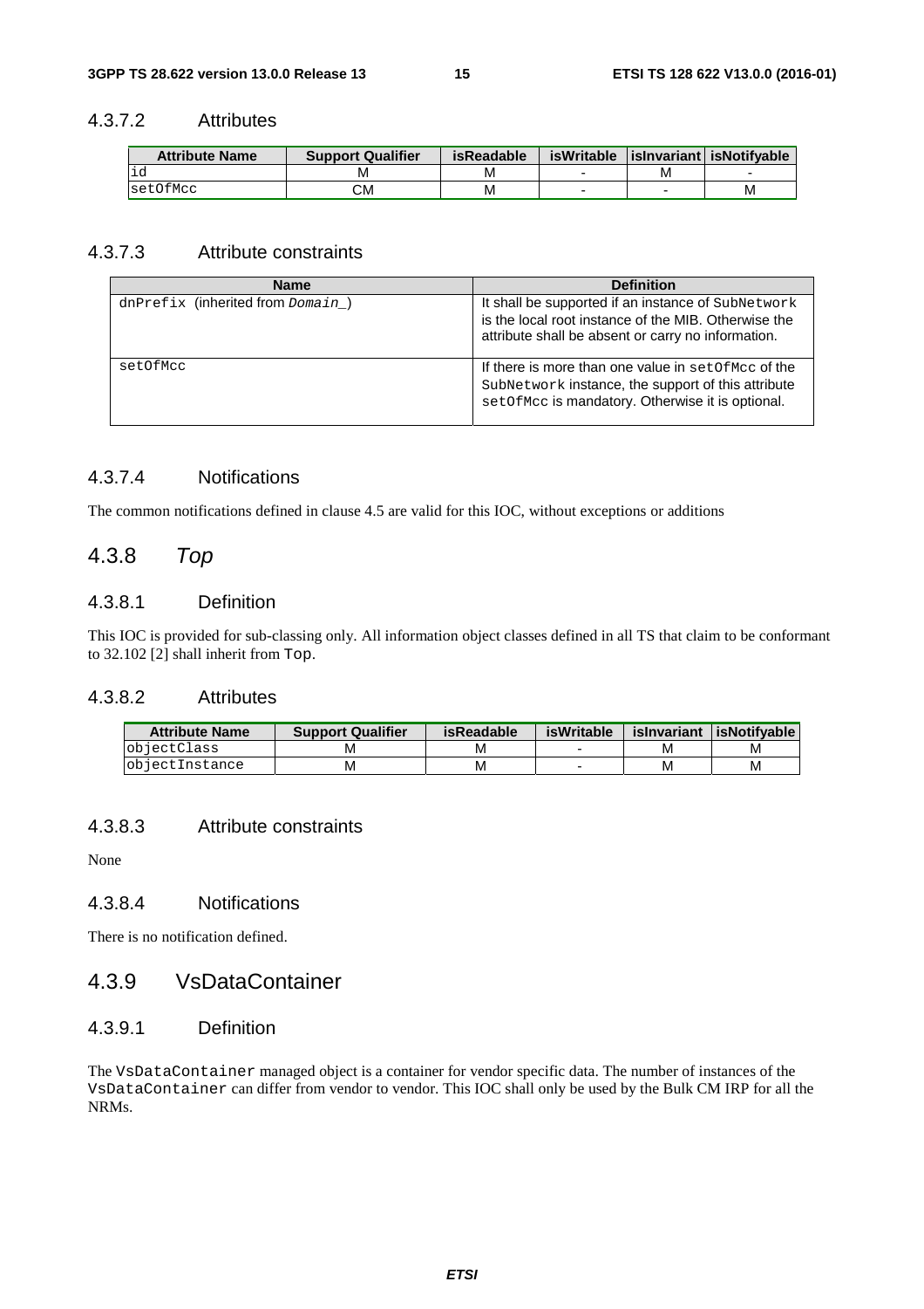### 4.3.7.2 Attributes

| Attribute Name | Support Qualifier | isReadable | isWritable | isInvariant | isNotifyable |
|---|---|---|---|---|---|
| id | M | M | - | M | - |
| setOfMcc | CM | M | - | - | M |

### 4.3.7.3 Attribute constraints

| Name | Definition |
|---|---|
| dnPrefix (inherited from *Domain_*) | It shall be supported if an instance of SubNetwork is the local root instance of the MIB. Otherwise the attribute shall be absent or carry no information. |
| setOfMcc | If there is more than one value in setOfMcc of the SubNetwork instance, the support of this attribute setOfMcc is mandatory. Otherwise it is optional. |

### 4.3.7.4 Notifications

The common notifications defined in clause 4.5 are valid for this IOC, without exceptions or additions

## 4.3.8 *Top*

### 4.3.8.1 Definition

This IOC is provided for sub-classing only. All information object classes defined in all TS that claim to be conformant to 32.102 [2] shall inherit from Top.

### 4.3.8.2 Attributes

| Attribute Name | Support Qualifier | isReadable | isWritable | isInvariant | isNotifyable |
|---|---|---|---|---|---|
| objectClass | M | M | - | M | M |
| objectInstance | M | M | - | M | M |

### 4.3.8.3 Attribute constraints

None

### 4.3.8.4 Notifications

There is no notification defined.

## 4.3.9 VsDataContainer

### 4.3.9.1 Definition

The VsDataContainer managed object is a container for vendor specific data. The number of instances of the VsDataContainer can differ from vendor to vendor. This IOC shall only be used by the Bulk CM IRP for all the NRMs.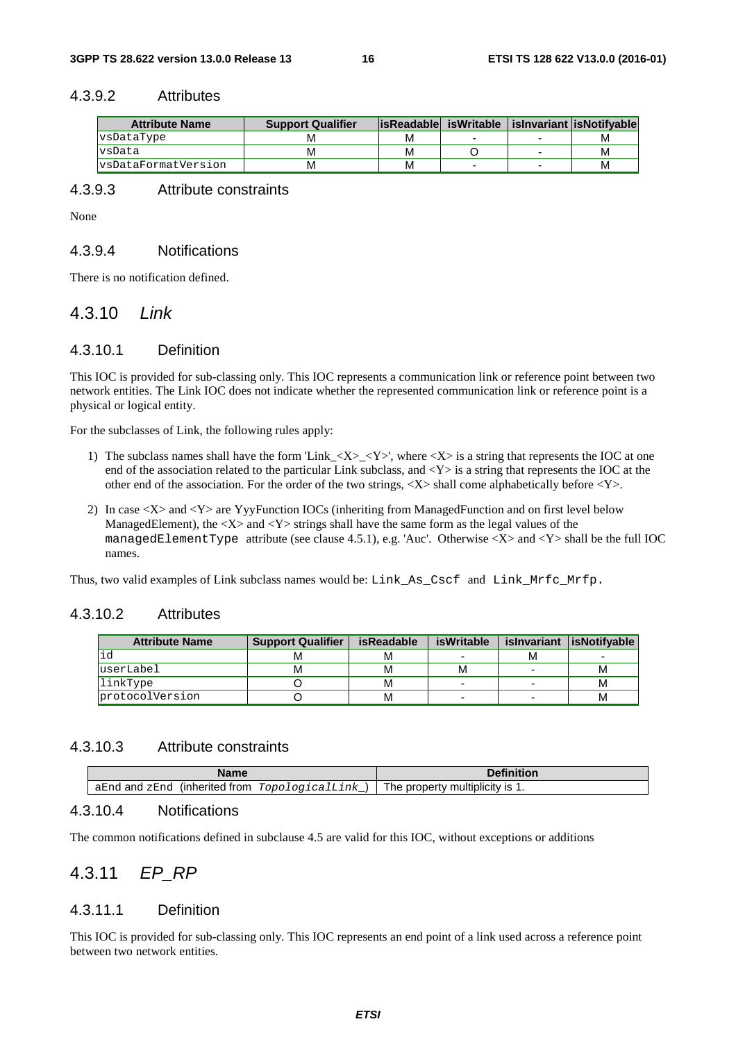#### 4.3.9.2 Attributes

| Attribute Name | Support Qualifier | isReadable | isWritable | isInvariant | isNotifyable |
|---|---|---|---|---|---|
| vsDataType | M | M | - | - | M |
| vsData | M | M | O | - | M |
| vsDataFormatVersion | M | M | - | - | M |

#### 4.3.9.3 Attribute constraints

None

#### 4.3.9.4 Notifications

There is no notification defined.

### 4.3.10 *Link*

#### 4.3.10.1 Definition

This IOC is provided for sub-classing only. This IOC represents a communication link or reference point between two network entities. The Link IOC does not indicate whether the represented communication link or reference point is a physical or logical entity.

For the subclasses of Link, the following rules apply:

1) The subclass names shall have the form 'Link_<X>_<Y>', where <X> is a string that represents the IOC at one end of the association related to the particular Link subclass, and <Y> is a string that represents the IOC at the other end of the association. For the order of the two strings, <X> shall come alphabetically before <Y>.

2) In case <X> and <Y> are YyyFunction IOCs (inheriting from ManagedFunction and on first level below ManagedElement), the <X> and <Y> strings shall have the same form as the legal values of the `managedElementType` attribute (see clause 4.5.1), e.g. 'Auc'. Otherwise <X> and <Y> shall be the full IOC names.

Thus, two valid examples of Link subclass names would be: `Link_As_Cscf` and `Link_Mrfc_Mrfp`.

#### 4.3.10.2 Attributes

| Attribute Name | Support Qualifier | isReadable | isWritable | isInvariant | isNotifyable |
|---|---|---|---|---|---|
| id | M | M | - | M | - |
| userLabel | M | M | M | - | M |
| linkType | O | M | - | - | M |
| protocolVersion | O | M | - | - | M |

#### 4.3.10.3 Attribute constraints

| Name | Definition |
|---|---|
| aEnd and zEnd (inherited from *TopologicalLink_*) | The property multiplicity is 1. |

#### 4.3.10.4 Notifications

The common notifications defined in subclause 4.5 are valid for this IOC, without exceptions or additions

### 4.3.11 *EP_RP*

#### 4.3.11.1 Definition

This IOC is provided for sub-classing only. This IOC represents an end point of a link used across a reference point between two network entities.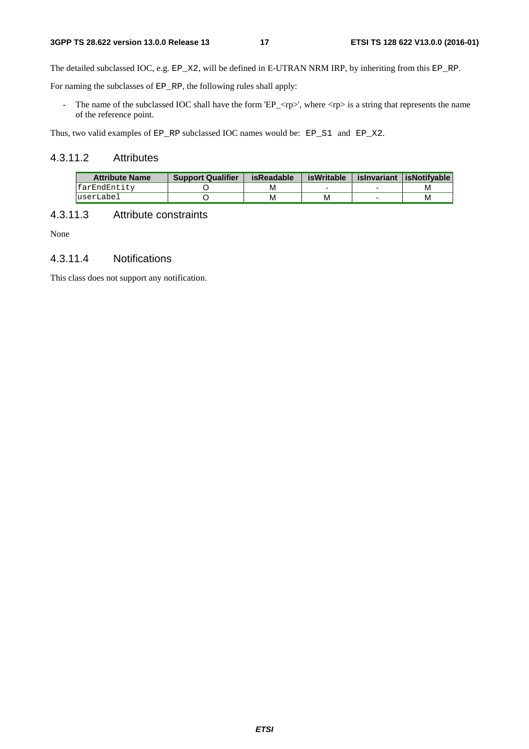The detailed subclassed IOC, e.g. EP_X2, will be defined in E-UTRAN NRM IRP, by inheriting from this EP_RP.

For naming the subclasses of EP_RP, the following rules shall apply:

- The name of the subclassed IOC shall have the form 'EP_<rp>', where <rp> is a string that represents the name of the reference point.

Thus, two valid examples of EP_RP subclassed IOC names would be: EP_S1 and EP_X2.

### 4.3.11.2 Attributes

| Attribute Name | Support Qualifier | isReadable | isWritable | isInvariant | isNotifyable |
|---|---|---|---|---|---|
| farEndEntity | O | M | - | - | M |
| userLabel | O | M | M | - | M |

### 4.3.11.3 Attribute constraints

None

### 4.3.11.4 Notifications

This class does not support any notification.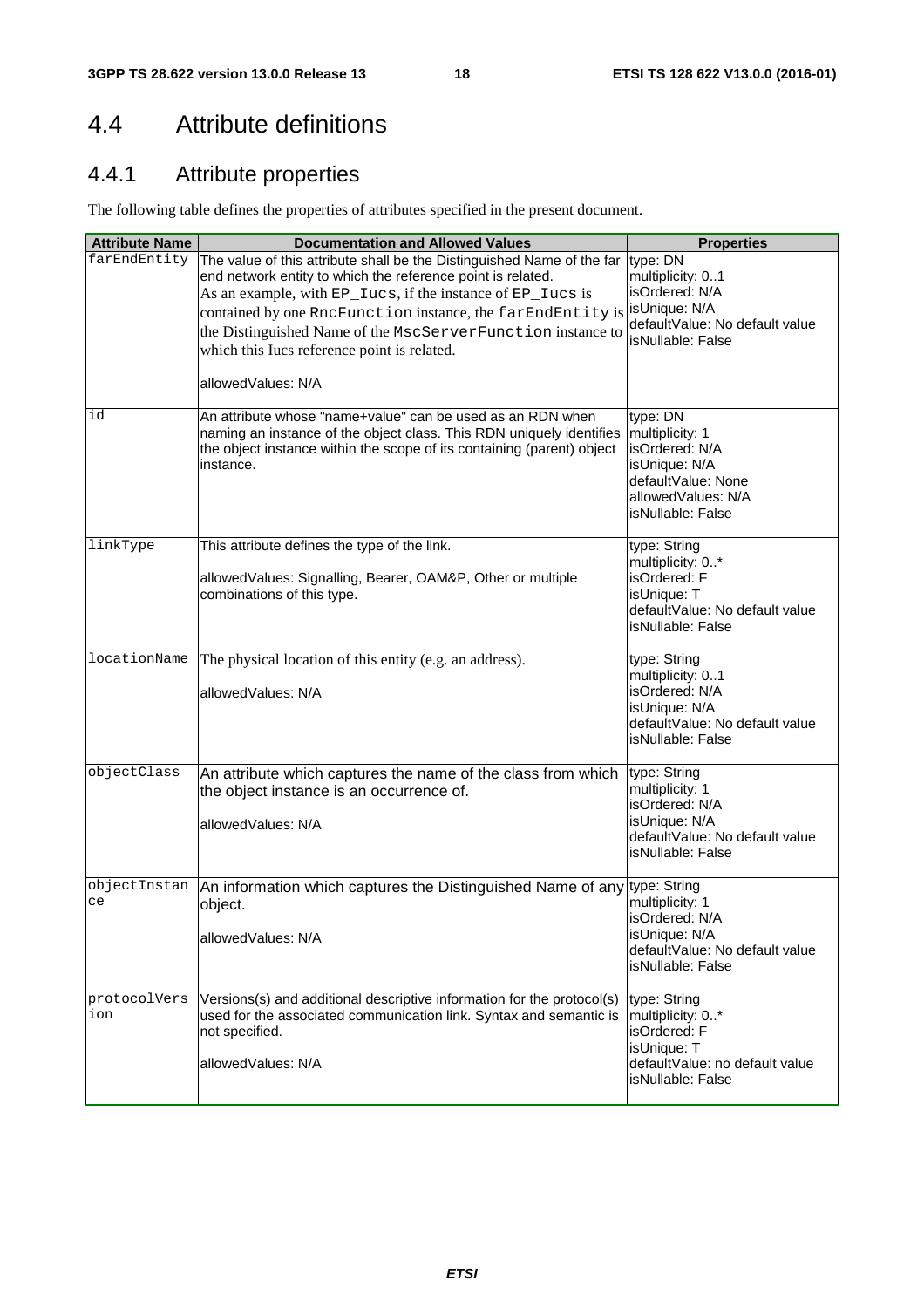## 4.4 Attribute definitions

### 4.4.1 Attribute properties

The following table defines the properties of attributes specified in the present document.

| Attribute Name | Documentation and Allowed Values | Properties |
| --- | --- | --- |
| farEndEntity | The value of this attribute shall be the Distinguished Name of the far end network entity to which the reference point is related.<br>As an example, with EP_Iucs, if the instance of EP_Iucs is contained by one RncFunction instance, the farEndEntity is the Distinguished Name of the MscServerFunction instance to which this Iucs reference point is related.<br><br>allowedValues: N/A | type: DN<br>multiplicity: 0..1<br>isOrdered: N/A<br>isUnique: N/A<br>defaultValue: No default value<br>isNullable: False |
| id | An attribute whose "name+value" can be used as an RDN when naming an instance of the object class. This RDN uniquely identifies the object instance within the scope of its containing (parent) object instance. | type: DN<br>multiplicity: 1<br>isOrdered: N/A<br>isUnique: N/A<br>defaultValue: None<br>allowedValues: N/A<br>isNullable: False |
| linkType | This attribute defines the type of the link.<br><br>allowedValues: Signalling, Bearer, OAM&P, Other or multiple combinations of this type. | type: String<br>multiplicity: 0..*<br>isOrdered: F<br>isUnique: T<br>defaultValue: No default value<br>isNullable: False |
| locationName | The physical location of this entity (e.g. an address).<br><br>allowedValues: N/A | type: String<br>multiplicity: 0..1<br>isOrdered: N/A<br>isUnique: N/A<br>defaultValue: No default value<br>isNullable: False |
| objectClass | An attribute which captures the name of the class from which the object instance is an occurrence of.<br><br>allowedValues: N/A | type: String<br>multiplicity: 1<br>isOrdered: N/A<br>isUnique: N/A<br>defaultValue: No default value<br>isNullable: False |
| objectInstance | An information which captures the Distinguished Name of any object.<br><br>allowedValues: N/A | type: String<br>multiplicity: 1<br>isOrdered: N/A<br>isUnique: N/A<br>defaultValue: No default value<br>isNullable: False |
| protocolVersion | Versions(s) and additional descriptive information for the protocol(s) used for the associated communication link. Syntax and semantic is not specified.<br><br>allowedValues: N/A | type: String<br>multiplicity: 0..*<br>isOrdered: F<br>isUnique: T<br>defaultValue: no default value<br>isNullable: False |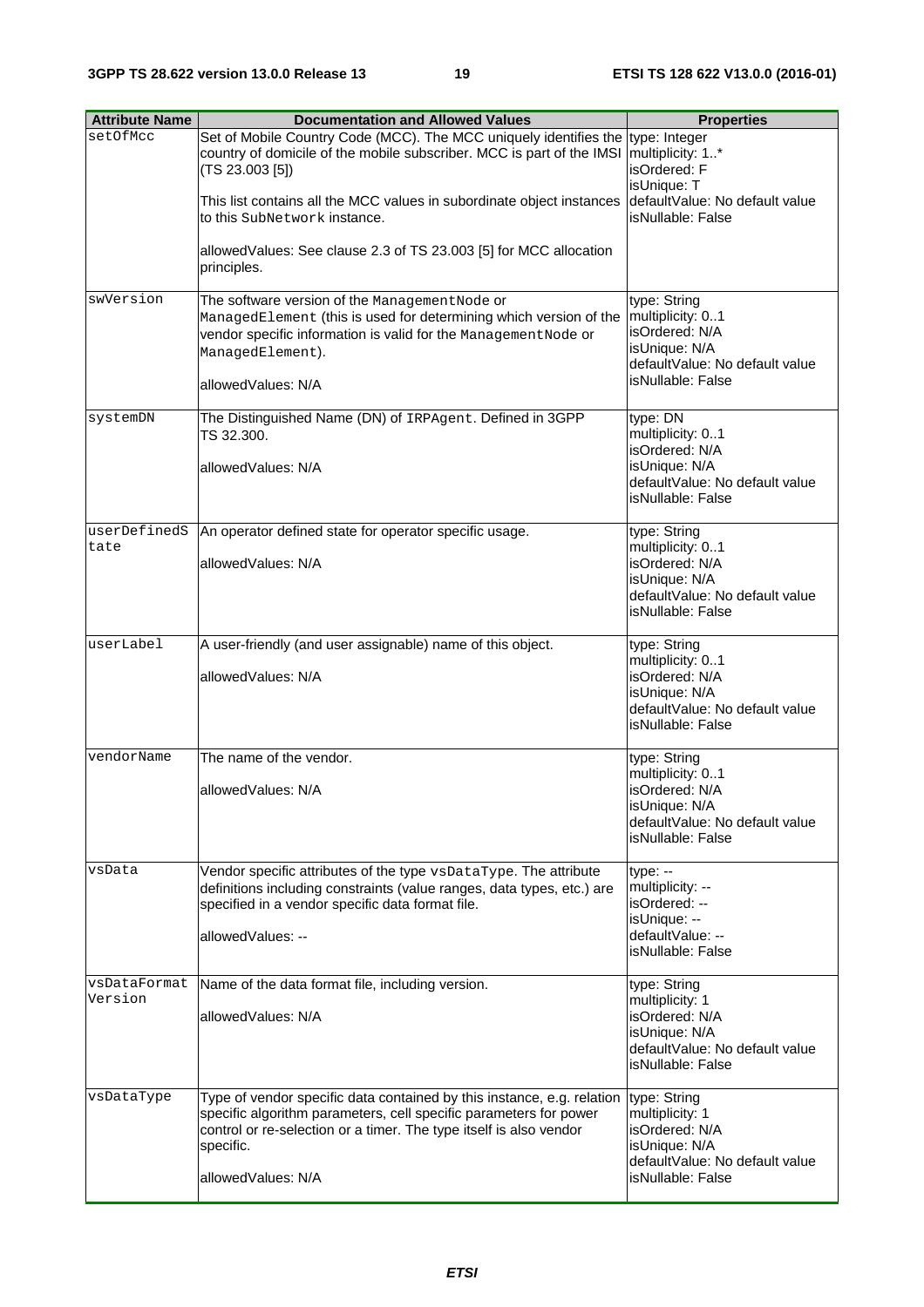| Attribute Name | Documentation and Allowed Values | Properties |
| --- | --- | --- |
| setOfMcc | Set of Mobile Country Code (MCC). The MCC uniquely identifies the country of domicile of the mobile subscriber. MCC is part of the IMSI (TS 23.003 [5])<br><br>This list contains all the MCC values in subordinate object instances to this SubNetwork instance.<br><br>allowedValues: See clause 2.3 of TS 23.003 [5] for MCC allocation principles. | type: Integer<br>multiplicity: 1..*<br>isOrdered: F<br>isUnique: T<br>defaultValue: No default value<br>isNullable: False |
| swVersion | The software version of the ManagementNode or ManagedElement (this is used for determining which version of the vendor specific information is valid for the ManagementNode or ManagedElement).<br><br>allowedValues: N/A | type: String<br>multiplicity: 0..1<br>isOrdered: N/A<br>isUnique: N/A<br>defaultValue: No default value<br>isNullable: False |
| systemDN | The Distinguished Name (DN) of IRPAgent. Defined in 3GPP TS 32.300.<br><br>allowedValues: N/A | type: DN<br>multiplicity: 0..1<br>isOrdered: N/A<br>isUnique: N/A<br>defaultValue: No default value<br>isNullable: False |
| userDefinedState | An operator defined state for operator specific usage.<br><br>allowedValues: N/A | type: String<br>multiplicity: 0..1<br>isOrdered: N/A<br>isUnique: N/A<br>defaultValue: No default value<br>isNullable: False |
| userLabel | A user-friendly (and user assignable) name of this object.<br><br>allowedValues: N/A | type: String<br>multiplicity: 0..1<br>isOrdered: N/A<br>isUnique: N/A<br>defaultValue: No default value<br>isNullable: False |
| vendorName | The name of the vendor.<br><br>allowedValues: N/A | type: String<br>multiplicity: 0..1<br>isOrdered: N/A<br>isUnique: N/A<br>defaultValue: No default value<br>isNullable: False |
| vsData | Vendor specific attributes of the type vsDataType. The attribute definitions including constraints (value ranges, data types, etc.) are specified in a vendor specific data format file.<br><br>allowedValues: -- | type: --<br>multiplicity: --<br>isOrdered: --<br>isUnique: --<br>defaultValue: --<br>isNullable: False |
| vsDataFormatVersion | Name of the data format file, including version.<br><br>allowedValues: N/A | type: String<br>multiplicity: 1<br>isOrdered: N/A<br>isUnique: N/A<br>defaultValue: No default value<br>isNullable: False |
| vsDataType | Type of vendor specific data contained by this instance, e.g. relation specific algorithm parameters, cell specific parameters for power control or re-selection or a timer. The type itself is also vendor specific.<br><br>allowedValues: N/A | type: String<br>multiplicity: 1<br>isOrdered: N/A<br>isUnique: N/A<br>defaultValue: No default value<br>isNullable: False |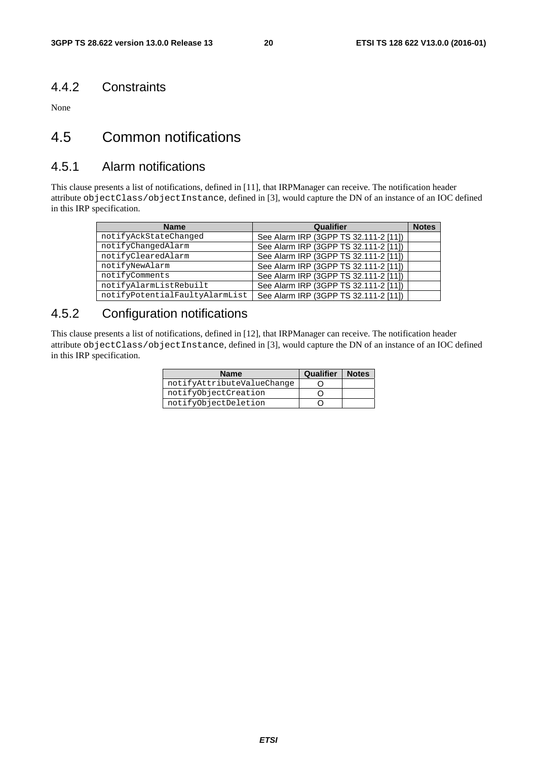### 4.4.2 Constraints

None

## 4.5 Common notifications

### 4.5.1 Alarm notifications

This clause presents a list of notifications, defined in [11], that IRPManager can receive. The notification header attribute `objectClass/objectInstance`, defined in [3], would capture the DN of an instance of an IOC defined in this IRP specification.

| Name | Qualifier | Notes |
|---|---|---|
| notifyAckStateChanged | See Alarm IRP (3GPP TS 32.111-2 [11]) | |
| notifyChangedAlarm | See Alarm IRP (3GPP TS 32.111-2 [11]) | |
| notifyClearedAlarm | See Alarm IRP (3GPP TS 32.111-2 [11]) | |
| notifyNewAlarm | See Alarm IRP (3GPP TS 32.111-2 [11]) | |
| notifyComments | See Alarm IRP (3GPP TS 32.111-2 [11]) | |
| notifyAlarmListRebuilt | See Alarm IRP (3GPP TS 32.111-2 [11]) | |
| notifyPotentialFaultyAlarmList | See Alarm IRP (3GPP TS 32.111-2 [11]) | |

### 4.5.2 Configuration notifications

This clause presents a list of notifications, defined in [12], that IRPManager can receive. The notification header attribute `objectClass/objectInstance`, defined in [3], would capture the DN of an instance of an IOC defined in this IRP specification.

| Name | Qualifier | Notes |
|---|---|---|
| notifyAttributeValueChange | O | |
| notifyObjectCreation | O | |
| notifyObjectDeletion | O | |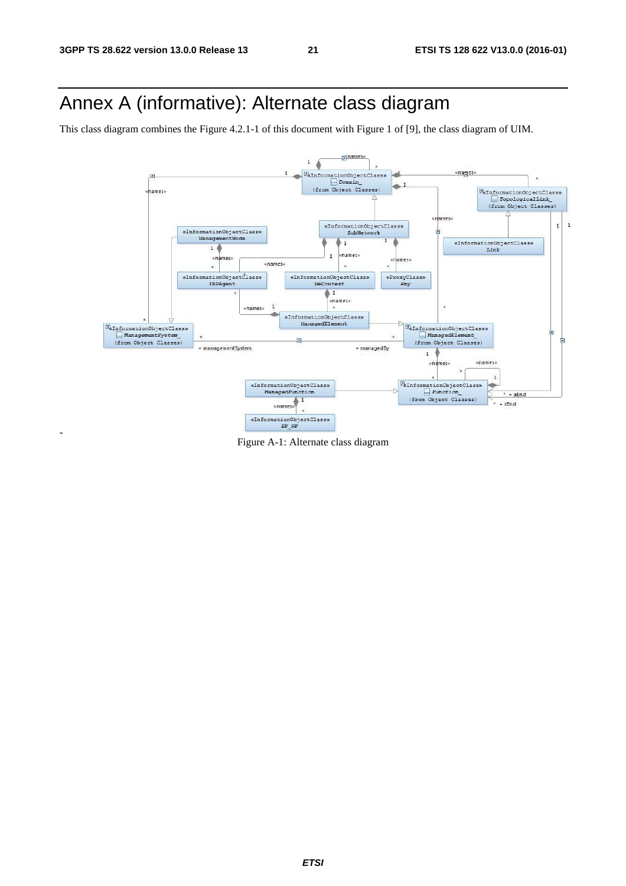# Annex A (informative): Alternate class diagram

This class diagram combines the Figure 4.2.1-1 of this document with Figure 1 of [9], the class diagram of UIM.

-

Figure A-1: Alternate class diagram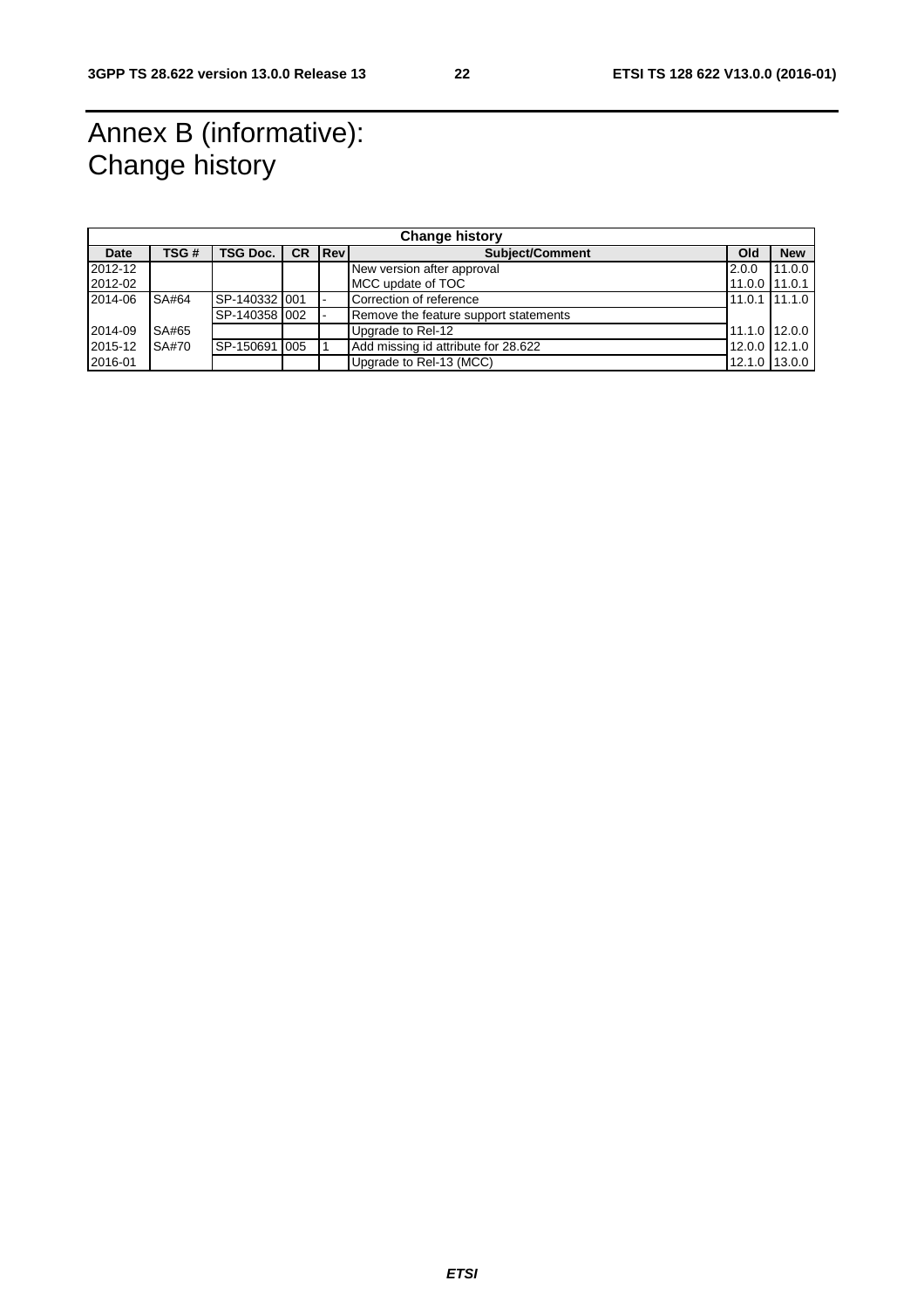# Annex B (informative): Change history

| Change history | | | | | | | |
|---|---|---|---|---|---|---|---|
| **Date** | **TSG #** | **TSG Doc.** | **CR** | **Rev** | **Subject/Comment** | **Old** | **New** |
| 2012-12 | | | | | New version after approval | 2.0.0 | 11.0.0 |
| 2012-02 | | | | | MCC update of TOC | 11.0.0 | 11.0.1 |
| 2014-06 | SA#64 | SP-140332 | 001 | - | Correction of reference | 11.0.1 | 11.1.0 |
| | | SP-140358 | 002 | - | Remove the feature support statements | | |
| 2014-09 | SA#65 | | | | Upgrade to Rel-12 | 11.1.0 | 12.0.0 |
| 2015-12 | SA#70 | SP-150691 | 005 | 1 | Add missing id attribute for 28.622 | 12.0.0 | 12.1.0 |
| 2016-01 | | | | | Upgrade to Rel-13 (MCC) | 12.1.0 | 13.0.0 |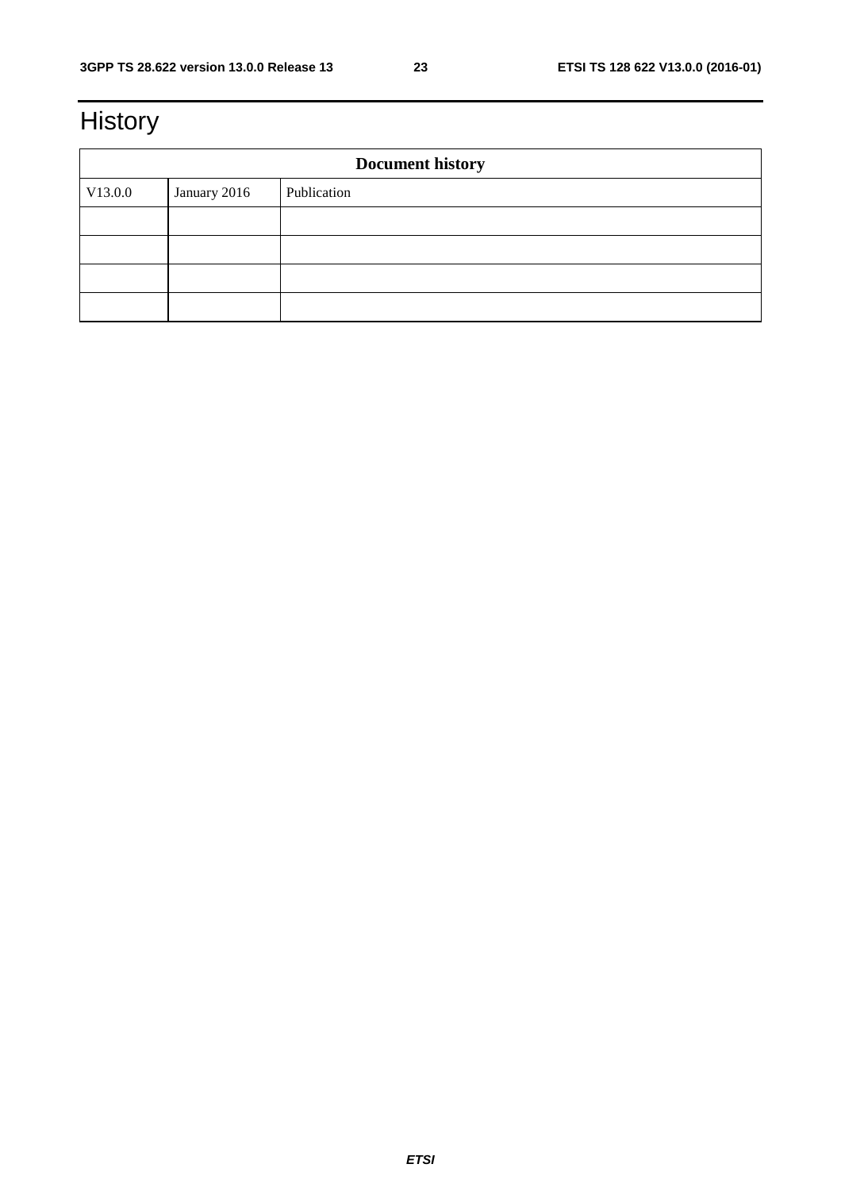# History

| Document history | | |
|---|---|---|
| V13.0.0 | January 2016 | Publication |
| | | |
| | | |
| | | |
| | | |